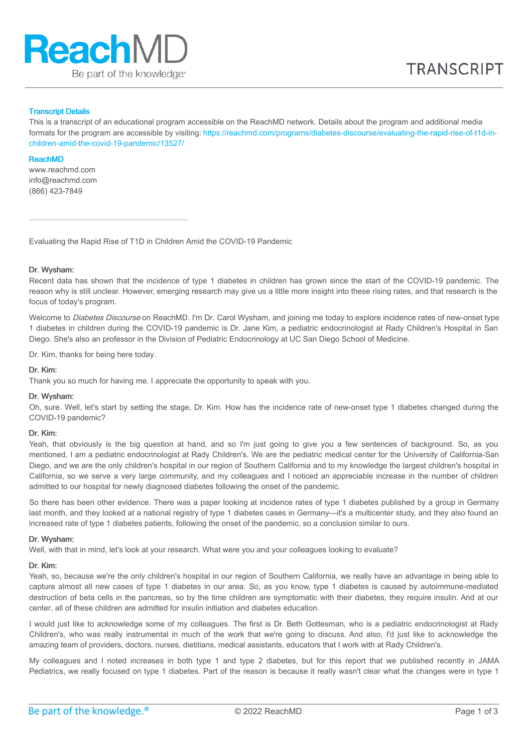# ReachMD

Be part of the knowledge.

TRANSCRIPT

**Transcript Details**

This is a transcript of an educational program accessible on the ReachMD network. Details about the program and additional media formats for the program are accessible by visiting: https://reachmd.com/programs/diabetes-discourse/evaluating-the-rapid-rise-of-t1d-in-children-amid-the-covid-19-pandemic/13527/

**ReachMD**

www.reachmd.com
info@reachmd.com
(866) 423-7849

---

Evaluating the Rapid Rise of T1D in Children Amid the COVID-19 Pandemic

**Dr. Wysham:**
Recent data has shown that the incidence of type 1 diabetes in children has grown since the start of the COVID-19 pandemic. The reason why is still unclear. However, emerging research may give us a little more insight into these rising rates, and that research is the focus of today's program.

Welcome to *Diabetes Discourse* on ReachMD. I'm Dr. Carol Wysham, and joining me today to explore incidence rates of new-onset type 1 diabetes in children during the COVID-19 pandemic is Dr. Jane Kim, a pediatric endocrinologist at Rady Children's Hospital in San Diego. She's also an professor in the Division of Pediatric Endocrinology at UC San Diego School of Medicine.

Dr. Kim, thanks for being here today.

**Dr. Kim:**
Thank you so much for having me. I appreciate the opportunity to speak with you.

**Dr. Wysham:**
Oh, sure. Well, let's start by setting the stage, Dr. Kim. How has the incidence rate of new-onset type 1 diabetes changed during the COVID-19 pandemic?

**Dr. Kim:**
Yeah, that obviously is the big question at hand, and so I'm just going to give you a few sentences of background. So, as you mentioned, I am a pediatric endocrinologist at Rady Children's. We are the pediatric medical center for the University of California-San Diego, and we are the only children's hospital in our region of Southern California and to my knowledge the largest children's hospital in California, so we serve a very large community, and my colleagues and I noticed an appreciable increase in the number of children admitted to our hospital for newly diagnosed diabetes following the onset of the pandemic.

So there has been other evidence. There was a paper looking at incidence rates of type 1 diabetes published by a group in Germany last month, and they looked at a national registry of type 1 diabetes cases in Germany—it's a multicenter study, and they also found an increased rate of type 1 diabetes patients, following the onset of the pandemic, so a conclusion similar to ours.

**Dr. Wysham:**
Well, with that in mind, let's look at your research. What were you and your colleagues looking to evaluate?

**Dr. Kim:**
Yeah, so, because we're the only children's hospital in our region of Southern California, we really have an advantage in being able to capture almost all new cases of type 1 diabetes in our area. So, as you know, type 1 diabetes is caused by autoimmune-mediated destruction of beta cells in the pancreas, so by the time children are symptomatic with their diabetes, they require insulin. And at our center, all of these children are admitted for insulin initiation and diabetes education.

I would just like to acknowledge some of my colleagues. The first is Dr. Beth Gottesman, who is a pediatric endocrinologist at Rady Children's, who was really instrumental in much of the work that we're going to discuss. And also, I'd just like to acknowledge the amazing team of providers, doctors, nurses, dietitians, medical assistants, educators that I work with at Rady Children's.

My colleagues and I noted increases in both type 1 and type 2 diabetes, but for this report that we published recently in JAMA Pediatrics, we really focused on type 1 diabetes. Part of the reason is because it really wasn't clear what the changes were in type 1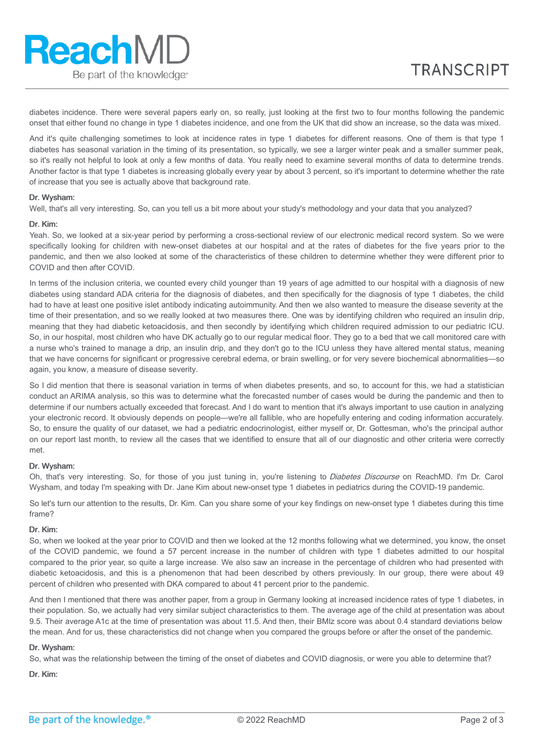diabetes incidence. There were several papers early on, so really, just looking at the first two to four months following the pandemic onset that either found no change in type 1 diabetes incidence, and one from the UK that did show an increase, so the data was mixed.

And it's quite challenging sometimes to look at incidence rates in type 1 diabetes for different reasons. One of them is that type 1 diabetes has seasonal variation in the timing of its presentation, so typically, we see a larger winter peak and a smaller summer peak, so it's really not helpful to look at only a few months of data. You really need to examine several months of data to determine trends. Another factor is that type 1 diabetes is increasing globally every year by about 3 percent, so it's important to determine whether the rate of increase that you see is actually above that background rate.

**Dr. Wysham:**
Well, that's all very interesting. So, can you tell us a bit more about your study's methodology and your data that you analyzed?

**Dr. Kim:**
Yeah. So, we looked at a six-year period by performing a cross-sectional review of our electronic medical record system. So we were specifically looking for children with new-onset diabetes at our hospital and at the rates of diabetes for the five years prior to the pandemic, and then we also looked at some of the characteristics of these children to determine whether they were different prior to COVID and then after COVID.

In terms of the inclusion criteria, we counted every child younger than 19 years of age admitted to our hospital with a diagnosis of new diabetes using standard ADA criteria for the diagnosis of diabetes, and then specifically for the diagnosis of type 1 diabetes, the child had to have at least one positive islet antibody indicating autoimmunity. And then we also wanted to measure the disease severity at the time of their presentation, and so we really looked at two measures there. One was by identifying children who required an insulin drip, meaning that they had diabetic ketoacidosis, and then secondly by identifying which children required admission to our pediatric ICU. So, in our hospital, most children who have DK actually go to our regular medical floor. They go to a bed that we call monitored care with a nurse who's trained to manage a drip, an insulin drip, and they don't go to the ICU unless they have altered mental status, meaning that we have concerns for significant or progressive cerebral edema, or brain swelling, or for very severe biochemical abnormalities—so again, you know, a measure of disease severity.

So I did mention that there is seasonal variation in terms of when diabetes presents, and so, to account for this, we had a statistician conduct an ARIMA analysis, so this was to determine what the forecasted number of cases would be during the pandemic and then to determine if our numbers actually exceeded that forecast. And I do want to mention that it's always important to use caution in analyzing your electronic record. It obviously depends on people—we're all fallible, who are hopefully entering and coding information accurately. So, to ensure the quality of our dataset, we had a pediatric endocrinologist, either myself or, Dr. Gottesman, who's the principal author on our report last month, to review all the cases that we identified to ensure that all of our diagnostic and other criteria were correctly met.

**Dr. Wysham:**
Oh, that's very interesting. So, for those of you just tuning in, you're listening to *Diabetes Discourse* on ReachMD. I'm Dr. Carol Wysham, and today I'm speaking with Dr. Jane Kim about new-onset type 1 diabetes in pediatrics during the COVID-19 pandemic.

So let's turn our attention to the results, Dr. Kim. Can you share some of your key findings on new-onset type 1 diabetes during this time frame?

**Dr. Kim:**
So, when we looked at the year prior to COVID and then we looked at the 12 months following what we determined, you know, the onset of the COVID pandemic, we found a 57 percent increase in the number of children with type 1 diabetes admitted to our hospital compared to the prior year, so quite a large increase. We also saw an increase in the percentage of children who had presented with diabetic ketoacidosis, and this is a phenomenon that had been described by others previously. In our group, there were about 49 percent of children who presented with DKA compared to about 41 percent prior to the pandemic.

And then I mentioned that there was another paper, from a group in Germany looking at increased incidence rates of type 1 diabetes, in their population. So, we actually had very similar subject characteristics to them. The average age of the child at presentation was about 9.5. Their average A1c at the time of presentation was about 11.5. And then, their BMIz score was about 0.4 standard deviations below the mean. And for us, these characteristics did not change when you compared the groups before or after the onset of the pandemic.

**Dr. Wysham:**
So, what was the relationship between the timing of the onset of diabetes and COVID diagnosis, or were you able to determine that?

**Dr. Kim:**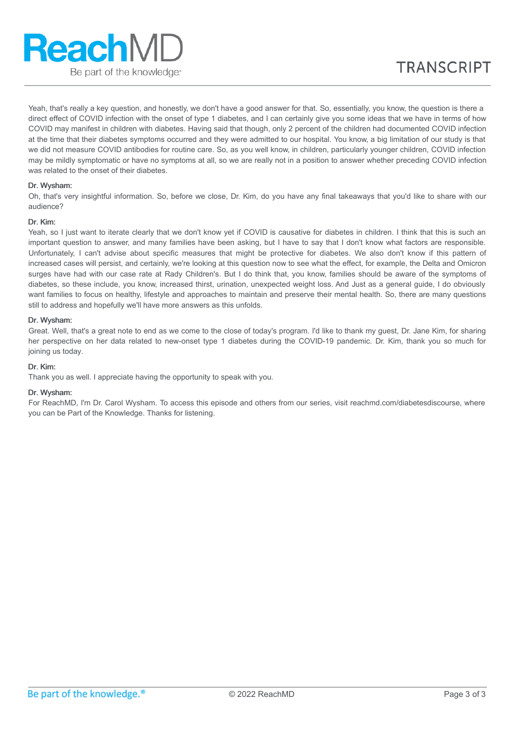Yeah, that's really a key question, and honestly, we don't have a good answer for that. So, essentially, you know, the question is there a direct effect of COVID infection with the onset of type 1 diabetes, and I can certainly give you some ideas that we have in terms of how COVID may manifest in children with diabetes. Having said that though, only 2 percent of the children had documented COVID infection at the time that their diabetes symptoms occurred and they were admitted to our hospital. You know, a big limitation of our study is that we did not measure COVID antibodies for routine care. So, as you well know, in children, particularly younger children, COVID infection may be mildly symptomatic or have no symptoms at all, so we are really not in a position to answer whether preceding COVID infection was related to the onset of their diabetes.

**Dr. Wysham:**
Oh, that's very insightful information. So, before we close, Dr. Kim, do you have any final takeaways that you'd like to share with our audience?

**Dr. Kim:**
Yeah, so I just want to iterate clearly that we don't know yet if COVID is causative for diabetes in children. I think that this is such an important question to answer, and many families have been asking, but I have to say that I don't know what factors are responsible. Unfortunately, I can't advise about specific measures that might be protective for diabetes. We also don't know if this pattern of increased cases will persist, and certainly, we're looking at this question now to see what the effect, for example, the Delta and Omicron surges have had with our case rate at Rady Children's. But I do think that, you know, families should be aware of the symptoms of diabetes, so these include, you know, increased thirst, urination, unexpected weight loss. And Just as a general guide, I do obviously want families to focus on healthy, lifestyle and approaches to maintain and preserve their mental health. So, there are many questions still to address and hopefully we'll have more answers as this unfolds.

**Dr. Wysham:**
Great. Well, that's a great note to end as we come to the close of today's program. I'd like to thank my guest, Dr. Jane Kim, for sharing her perspective on her data related to new-onset type 1 diabetes during the COVID-19 pandemic. Dr. Kim, thank you so much for joining us today.

**Dr. Kim:**
Thank you as well. I appreciate having the opportunity to speak with you.

**Dr. Wysham:**
For ReachMD, I'm Dr. Carol Wysham. To access this episode and others from our series, visit reachmd.com/diabetesdiscourse, where you can be Part of the Knowledge. Thanks for listening.